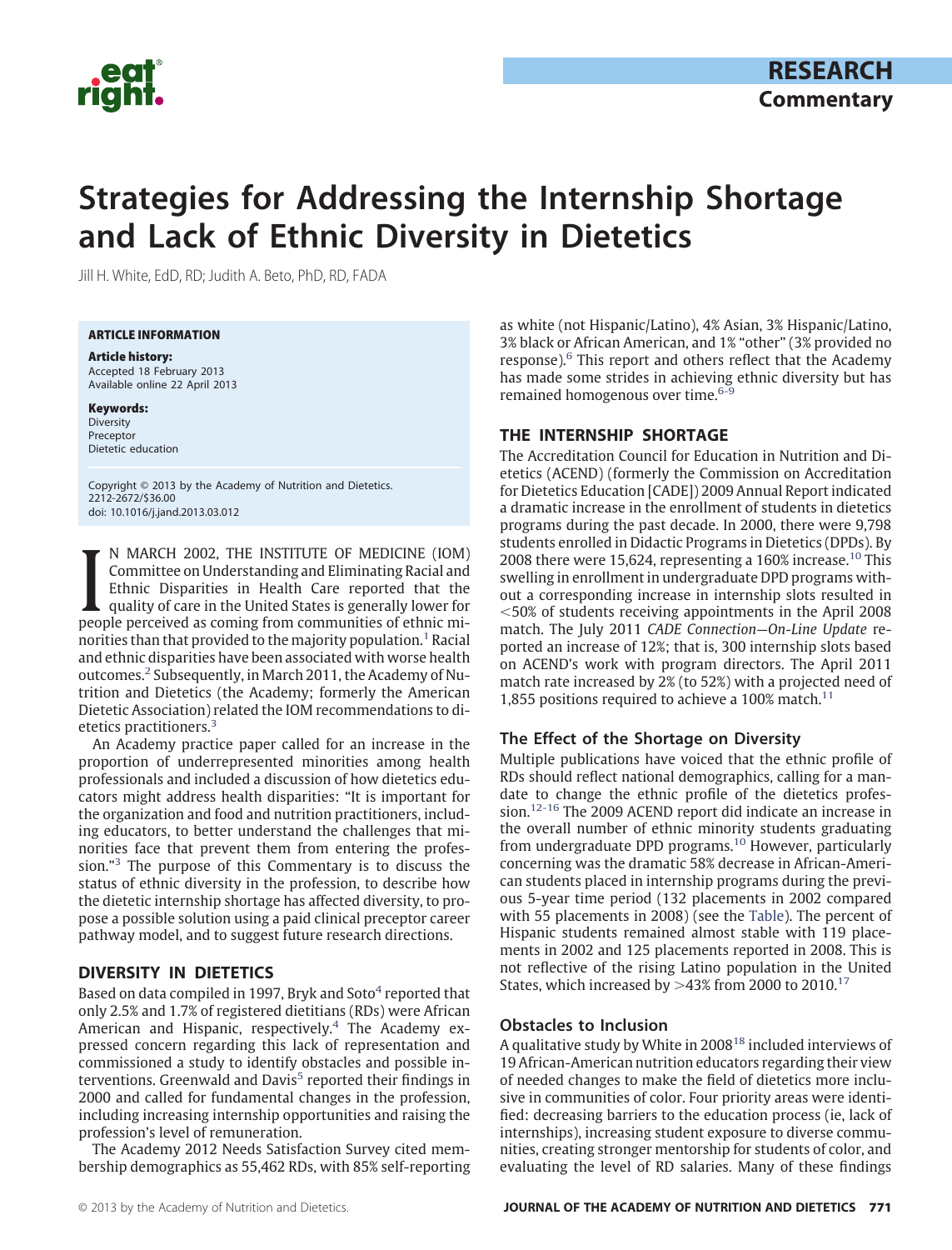RESEARCH

Commentary

# Strategies for Addressing the Internship Shortage and Lack of Ethnic Diversity in Dietetics

Jill H. White, EdD, RD; Judith A. Beto, PhD, RD, FADA

**ARTICLE INFORMATION**

**Article history:**
Accepted 18 February 2013
Available online 22 April 2013

**Keywords:**
Diversity
Preceptor
Dietetic education

Copyright © 2013 by the Academy of Nutrition and Dietetics.
2212-2672/$36.00
doi: 10.1016/j.jand.2013.03.012

IN MARCH 2002, THE INSTITUTE OF MEDICINE (IOM) Committee on Understanding and Eliminating Racial and Ethnic Disparities in Health Care reported that the quality of care in the United States is generally lower for people perceived as coming from communities of ethnic minorities than that provided to the majority population.[1] Racial and ethnic disparities have been associated with worse health outcomes.[2] Subsequently, in March 2011, the Academy of Nutrition and Dietetics (the Academy; formerly the American Dietetic Association) related the IOM recommendations to dietetics practitioners.[3]

An Academy practice paper called for an increase in the proportion of underrepresented minorities among health professionals and included a discussion of how dietetics educators might address health disparities: "It is important for the organization and food and nutrition practitioners, including educators, to better understand the challenges that minorities face that prevent them from entering the profession."[3] The purpose of this Commentary is to discuss the status of ethnic diversity in the profession, to describe how the dietetic internship shortage has affected diversity, to propose a possible solution using a paid clinical preceptor career pathway model, and to suggest future research directions.

## DIVERSITY IN DIETETICS

Based on data compiled in 1997, Bryk and Soto[4] reported that only 2.5% and 1.7% of registered dietitians (RDs) were African American and Hispanic, respectively.[4] The Academy expressed concern regarding this lack of representation and commissioned a study to identify obstacles and possible interventions. Greenwald and Davis[5] reported their findings in 2000 and called for fundamental changes in the profession, including increasing internship opportunities and raising the profession's level of remuneration.

The Academy 2012 Needs Satisfaction Survey cited membership demographics as 55,462 RDs, with 85% self-reporting as white (not Hispanic/Latino), 4% Asian, 3% Hispanic/Latino, 3% black or African American, and 1% "other" (3% provided no response).[6] This report and others reflect that the Academy has made some strides in achieving ethnic diversity but has remained homogenous over time.[6-9]

## THE INTERNSHIP SHORTAGE

The Accreditation Council for Education in Nutrition and Dietetics (ACEND) (formerly the Commission on Accreditation for Dietetics Education [CADE]) 2009 Annual Report indicated a dramatic increase in the enrollment of students in dietetics programs during the past decade. In 2000, there were 9,798 students enrolled in Didactic Programs in Dietetics (DPDs). By 2008 there were 15,624, representing a 160% increase.[10] This swelling in enrollment in undergraduate DPD programs without a corresponding increase in internship slots resulted in <50% of students receiving appointments in the April 2008 match. The July 2011 *CADE Connection—On-Line Update* reported an increase of 12%; that is, 300 internship slots based on ACEND's work with program directors. The April 2011 match rate increased by 2% (to 52%) with a projected need of 1,855 positions required to achieve a 100% match.[11]

### The Effect of the Shortage on Diversity

Multiple publications have voiced that the ethnic profile of RDs should reflect national demographics, calling for a mandate to change the ethnic profile of the dietetics profession.[12-16] The 2009 ACEND report did indicate an increase in the overall number of ethnic minority students graduating from undergraduate DPD programs.[10] However, particularly concerning was the dramatic 58% decrease in African-American students placed in internship programs during the previous 5-year time period (132 placements in 2002 compared with 55 placements in 2008) (see the Table). The percent of Hispanic students remained almost stable with 119 placements in 2002 and 125 placements reported in 2008. This is not reflective of the rising Latino population in the United States, which increased by >43% from 2000 to 2010.[17]

### Obstacles to Inclusion

A qualitative study by White in 2008[18] included interviews of 19 African-American nutrition educators regarding their view of needed changes to make the field of dietetics more inclusive in communities of color. Four priority areas were identified: decreasing barriers to the education process (ie, lack of internships), increasing student exposure to diverse communities, creating stronger mentorship for students of color, and evaluating the level of RD salaries. Many of these findings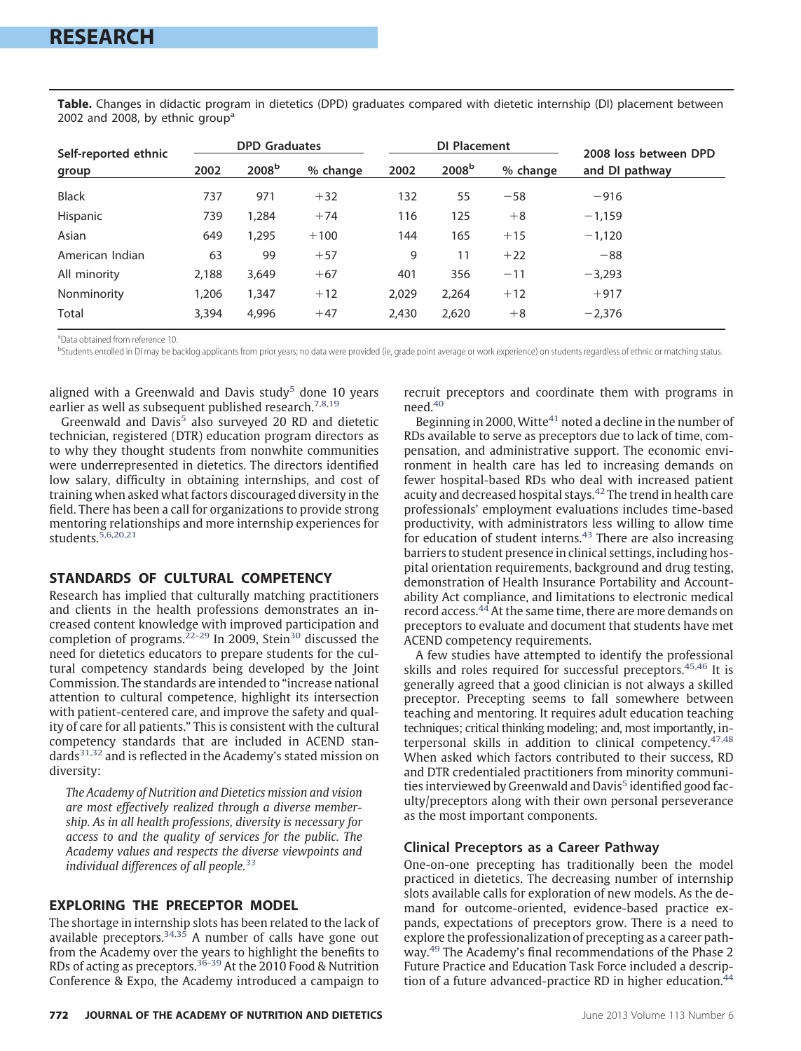**Table.** Changes in didactic program in dietetics (DPD) graduates compared with dietetic internship (DI) placement between 2002 and 2008, by ethnic group[a]

| Self-reported ethnic group | DPD Graduates | | | DI Placement | | | 2008 loss between DPD and DI pathway |
|---|---|---|---|---|---|---|---|
| | 2002 | 2008[b] | % change | 2002 | 2008[b] | % change | |
| Black | 737 | 971 | +32 | 132 | 55 | −58 | −916 |
| Hispanic | 739 | 1,284 | +74 | 116 | 125 | +8 | −1,159 |
| Asian | 649 | 1,295 | +100 | 144 | 165 | +15 | −1,120 |
| American Indian | 63 | 99 | +57 | 9 | 11 | +22 | −88 |
| All minority | 2,188 | 3,649 | +67 | 401 | 356 | −11 | −3,293 |
| Nonminority | 1,206 | 1,347 | +12 | 2,029 | 2,264 | +12 | +917 |
| Total | 3,394 | 4,996 | +47 | 2,430 | 2,620 | +8 | −2,376 |

[a]Data obtained from reference 10.

[b]Students enrolled in DI may be backlog applicants from prior years; no data were provided (ie, grade point average or work experience) on students regardless of ethnic or matching status.

aligned with a Greenwald and Davis study[5] done 10 years earlier as well as subsequent published research.[7,8,19]

Greenwald and Davis[5] also surveyed 20 RD and dietetic technician, registered (DTR) education program directors as to why they thought students from nonwhite communities were underrepresented in dietetics. The directors identified low salary, difficulty in obtaining internships, and cost of training when asked what factors discouraged diversity in the field. There has been a call for organizations to provide strong mentoring relationships and more internship experiences for students.[5,6,20,21]

## STANDARDS OF CULTURAL COMPETENCY

Research has implied that culturally matching practitioners and clients in the health professions demonstrates an increased content knowledge with improved participation and completion of programs.[22-29] In 2009, Stein[30] discussed the need for dietetics educators to prepare students for the cultural competency standards being developed by the Joint Commission. The standards are intended to "increase national attention to cultural competence, highlight its intersection with patient-centered care, and improve the safety and quality of care for all patients." This is consistent with the cultural competency standards that are included in ACEND standards[31,32] and is reflected in the Academy's stated mission on diversity:

> *The Academy of Nutrition and Dietetics mission and vision are most effectively realized through a diverse membership. As in all health professions, diversity is necessary for access to and the quality of services for the public. The Academy values and respects the diverse viewpoints and individual differences of all people.*[33]

## EXPLORING THE PRECEPTOR MODEL

The shortage in internship slots has been related to the lack of available preceptors.[34,35] A number of calls have gone out from the Academy over the years to highlight the benefits to RDs of acting as preceptors.[36-39] At the 2010 Food & Nutrition Conference & Expo, the Academy introduced a campaign to recruit preceptors and coordinate them with programs in need.[40]

Beginning in 2000, Witte[41] noted a decline in the number of RDs available to serve as preceptors due to lack of time, compensation, and administrative support. The economic environment in health care has led to increasing demands on fewer hospital-based RDs who deal with increased patient acuity and decreased hospital stays.[42] The trend in health care professionals' employment evaluations includes time-based productivity, with administrators less willing to allow time for education of student interns.[43] There are also increasing barriers to student presence in clinical settings, including hospital orientation requirements, background and drug testing, demonstration of Health Insurance Portability and Accountability Act compliance, and limitations to electronic medical record access.[44] At the same time, there are more demands on preceptors to evaluate and document that students have met ACEND competency requirements.

A few studies have attempted to identify the professional skills and roles required for successful preceptors.[45,46] It is generally agreed that a good clinician is not always a skilled preceptor. Precepting seems to fall somewhere between teaching and mentoring. It requires adult education teaching techniques; critical thinking modeling; and, most importantly, interpersonal skills in addition to clinical competency.[47,48] When asked which factors contributed to their success, RD and DTR credentialed practitioners from minority communities interviewed by Greenwald and Davis[5] identified good faculty/preceptors along with their own personal perseverance as the most important components.

### Clinical Preceptors as a Career Pathway

One-on-one precepting has traditionally been the model practiced in dietetics. The decreasing number of internship slots available calls for exploration of new models. As the demand for outcome-oriented, evidence-based practice expands, expectations of preceptors grow. There is a need to explore the professionalization of precepting as a career pathway.[49] The Academy's final recommendations of the Phase 2 Future Practice and Education Task Force included a description of a future advanced-practice RD in higher education.[44]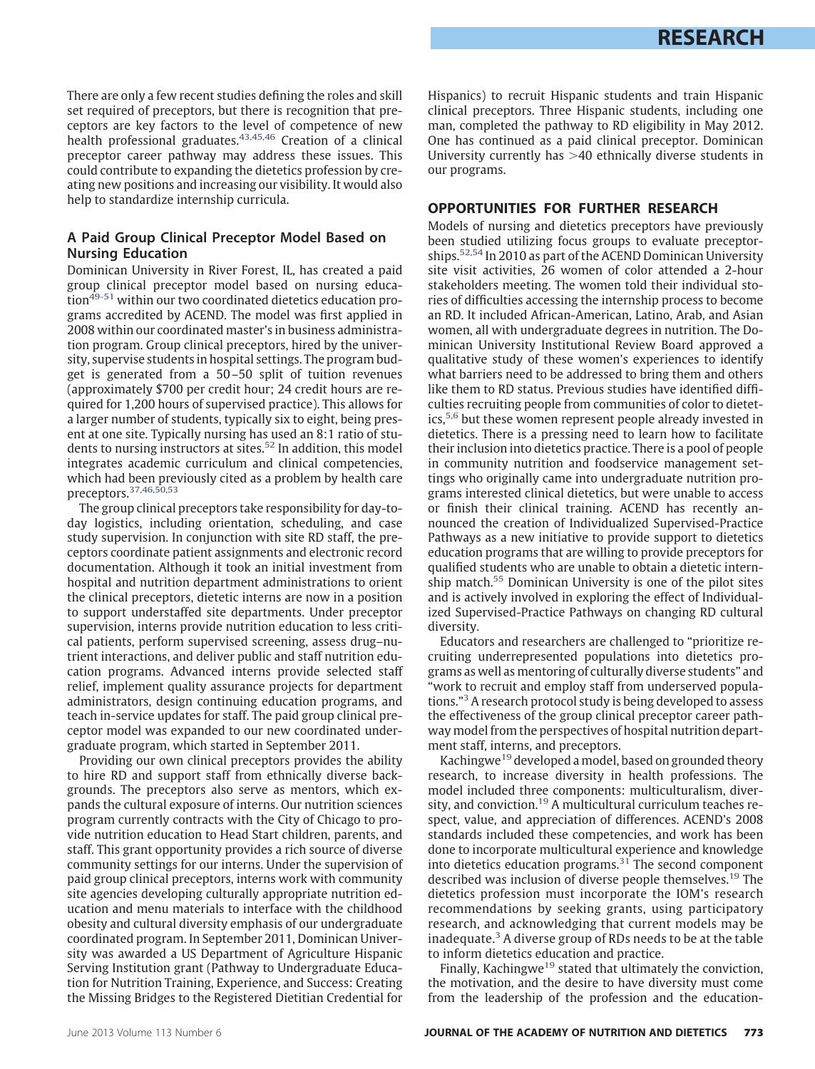There are only a few recent studies defining the roles and skill set required of preceptors, but there is recognition that preceptors are key factors to the level of competence of new health professional graduates.[43,45,46] Creation of a clinical preceptor career pathway may address these issues. This could contribute to expanding the dietetics profession by creating new positions and increasing our visibility. It would also help to standardize internship curricula.

### A Paid Group Clinical Preceptor Model Based on Nursing Education

Dominican University in River Forest, IL, has created a paid group clinical preceptor model based on nursing education[49-51] within our two coordinated dietetics education programs accredited by ACEND. The model was first applied in 2008 within our coordinated master's in business administration program. Group clinical preceptors, hired by the university, supervise students in hospital settings. The program budget is generated from a 50–50 split of tuition revenues (approximately $700 per credit hour; 24 credit hours are required for 1,200 hours of supervised practice). This allows for a larger number of students, typically six to eight, being present at one site. Typically nursing has used an 8:1 ratio of students to nursing instructors at sites.[52] In addition, this model integrates academic curriculum and clinical competencies, which had been previously cited as a problem by health care preceptors.[37,46,50,53]

The group clinical preceptors take responsibility for day-to-day logistics, including orientation, scheduling, and case study supervision. In conjunction with site RD staff, the preceptors coordinate patient assignments and electronic record documentation. Although it took an initial investment from hospital and nutrition department administrations to orient the clinical preceptors, dietetic interns are now in a position to support understaffed site departments. Under preceptor supervision, interns provide nutrition education to less critical patients, perform supervised screening, assess drug–nutrient interactions, and deliver public and staff nutrition education programs. Advanced interns provide selected staff relief, implement quality assurance projects for department administrators, design continuing education programs, and teach in-service updates for staff. The paid group clinical preceptor model was expanded to our new coordinated undergraduate program, which started in September 2011.

Providing our own clinical preceptors provides the ability to hire RD and support staff from ethnically diverse backgrounds. The preceptors also serve as mentors, which expands the cultural exposure of interns. Our nutrition sciences program currently contracts with the City of Chicago to provide nutrition education to Head Start children, parents, and staff. This grant opportunity provides a rich source of diverse community settings for our interns. Under the supervision of paid group clinical preceptors, interns work with community site agencies developing culturally appropriate nutrition education and menu materials to interface with the childhood obesity and cultural diversity emphasis of our undergraduate coordinated program. In September 2011, Dominican University was awarded a US Department of Agriculture Hispanic Serving Institution grant (Pathway to Undergraduate Education for Nutrition Training, Experience, and Success: Creating the Missing Bridges to the Registered Dietitian Credential for Hispanics) to recruit Hispanic students and train Hispanic clinical preceptors. Three Hispanic students, including one man, completed the pathway to RD eligibility in May 2012. One has continued as a paid clinical preceptor. Dominican University currently has >40 ethnically diverse students in our programs.

## OPPORTUNITIES FOR FURTHER RESEARCH

Models of nursing and dietetics preceptors have previously been studied utilizing focus groups to evaluate preceptorships.[52,54] In 2010 as part of the ACEND Dominican University site visit activities, 26 women of color attended a 2-hour stakeholders meeting. The women told their individual stories of difficulties accessing the internship process to become an RD. It included African-American, Latino, Arab, and Asian women, all with undergraduate degrees in nutrition. The Dominican University Institutional Review Board approved a qualitative study of these women's experiences to identify what barriers need to be addressed to bring them and others like them to RD status. Previous studies have identified difficulties recruiting people from communities of color to dietetics,[5,6] but these women represent people already invested in dietetics. There is a pressing need to learn how to facilitate their inclusion into dietetics practice. There is a pool of people in community nutrition and foodservice management settings who originally came into undergraduate nutrition programs interested clinical dietetics, but were unable to access or finish their clinical training. ACEND has recently announced the creation of Individualized Supervised-Practice Pathways as a new initiative to provide support to dietetics education programs that are willing to provide preceptors for qualified students who are unable to obtain a dietetic internship match.[55] Dominican University is one of the pilot sites and is actively involved in exploring the effect of Individualized Supervised-Practice Pathways on changing RD cultural diversity.

Educators and researchers are challenged to "prioritize recruiting underrepresented populations into dietetics programs as well as mentoring of culturally diverse students" and "work to recruit and employ staff from underserved populations."[3] A research protocol study is being developed to assess the effectiveness of the group clinical preceptor career pathway model from the perspectives of hospital nutrition department staff, interns, and preceptors.

Kachingwe[19] developed a model, based on grounded theory research, to increase diversity in health professions. The model included three components: multiculturalism, diversity, and conviction.[19] A multicultural curriculum teaches respect, value, and appreciation of differences. ACEND's 2008 standards included these competencies, and work has been done to incorporate multicultural experience and knowledge into dietetics education programs.[31] The second component described was inclusion of diverse people themselves.[19] The dietetics profession must incorporate the IOM's research recommendations by seeking grants, using participatory research, and acknowledging that current models may be inadequate.[3] A diverse group of RDs needs to be at the table to inform dietetics education and practice.

Finally, Kachingwe[19] stated that ultimately the conviction, the motivation, and the desire to have diversity must come from the leadership of the profession and the education-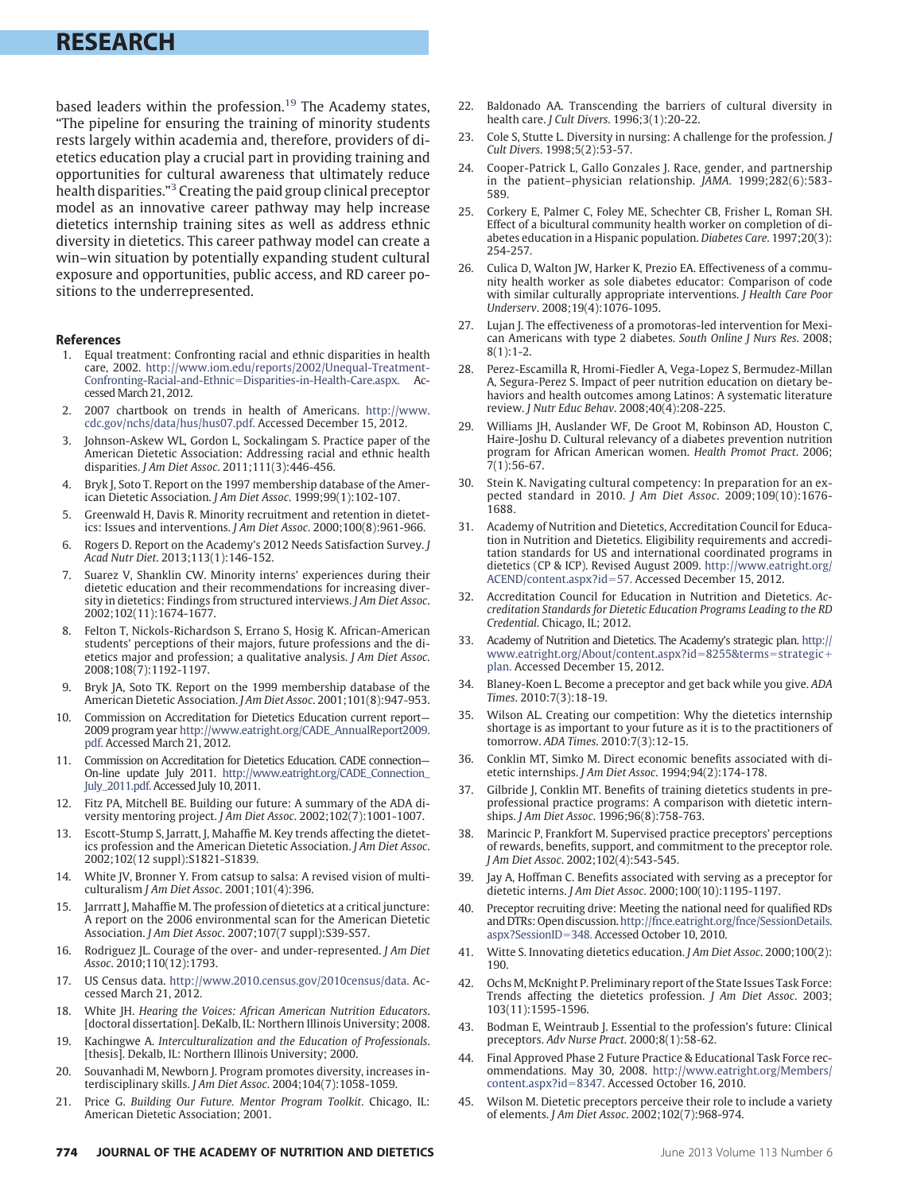based leaders within the profession.[19] The Academy states, "The pipeline for ensuring the training of minority students rests largely within academia and, therefore, providers of dietetics education play a crucial part in providing training and opportunities for cultural awareness that ultimately reduce health disparities."[3] Creating the paid group clinical preceptor model as an innovative career pathway may help increase dietetics internship training sites as well as address ethnic diversity in dietetics. This career pathway model can create a win–win situation by potentially expanding student cultural exposure and opportunities, public access, and RD career positions to the underrepresented.

### References

1. Equal treatment: Confronting racial and ethnic disparities in health care, 2002. http://www.iom.edu/reports/2002/Unequal-Treatment-Confronting-Racial-and-Ethnic=Disparities-in-Health-Care.aspx. Accessed March 21, 2012.
2. 2007 chartbook on trends in health of Americans. http://www.cdc.gov/nchs/data/hus/hus07.pdf. Accessed December 15, 2012.
3. Johnson-Askew WL, Gordon L, Sockalingam S. Practice paper of the American Dietetic Association: Addressing racial and ethnic health disparities. *J Am Diet Assoc*. 2011;111(3):446-456.
4. Bryk J, Soto T. Report on the 1997 membership database of the American Dietetic Association. *J Am Diet Assoc*. 1999;99(1):102-107.
5. Greenwald H, Davis R. Minority recruitment and retention in dietetics: Issues and interventions. *J Am Diet Assoc*. 2000;100(8):961-966.
6. Rogers D. Report on the Academy's 2012 Needs Satisfaction Survey. *J Acad Nutr Diet*. 2013;113(1):146-152.
7. Suarez V, Shanklin CW. Minority interns' experiences during their dietetic education and their recommendations for increasing diversity in dietetics: Findings from structured interviews. *J Am Diet Assoc*. 2002;102(11):1674-1677.
8. Felton T, Nickols-Richardson S, Errano S, Hosig K. African-American students' perceptions of their majors, future professions and the dietetics major and profession; a qualitative analysis. *J Am Diet Assoc*. 2008;108(7):1192-1197.
9. Bryk JA, Soto TK. Report on the 1999 membership database of the American Dietetic Association. *J Am Diet Assoc*. 2001;101(8):947-953.
10. Commission on Accreditation for Dietetics Education current report—2009 program year http://www.eatright.org/CADE_AnnualReport2009.pdf. Accessed March 21, 2012.
11. Commission on Accreditation for Dietetics Education. CADE connection—On-line update July 2011. http://www.eatright.org/CADE_Connection_July_2011.pdf. Accessed July 10, 2011.
12. Fitz PA, Mitchell BE. Building our future: A summary of the ADA diversity mentoring project. *J Am Diet Assoc*. 2002;102(7):1001-1007.
13. Escott-Stump S, Jarratt, J, Mahaffie M. Key trends affecting the dietetics profession and the American Dietetic Association. *J Am Diet Assoc*. 2002;102(12 suppl):S1821-S1839.
14. White JV, Bronner Y. From catsup to salsa: A revised vision of multiculturalism *J Am Diet Assoc*. 2001;101(4):396.
15. Jarrratt J, Mahaffie M. The profession of dietetics at a critical juncture: A report on the 2006 environmental scan for the American Dietetic Association. *J Am Diet Assoc*. 2007;107(7 suppl):S39-S57.
16. Rodriguez JL. Courage of the over- and under-represented. *J Am Diet Assoc*. 2010;110(12):1793.
17. US Census data. http://www.2010.census.gov/2010census/data. Accessed March 21, 2012.
18. White JH. *Hearing the Voices: African American Nutrition Educators*. [doctoral dissertation]. DeKalb, IL: Northern Illinois University; 2008.
19. Kachingwe A. *Interculturalization and the Education of Professionals*. [thesis]. Dekalb, IL: Northern Illinois University; 2000.
20. Souvanhadi M, Newborn J. Program promotes diversity, increases interdisciplinary skills. *J Am Diet Assoc*. 2004;104(7):1058-1059.
21. Price G. *Building Our Future. Mentor Program Toolkit*. Chicago, IL: American Dietetic Association; 2001.
22. Baldonado AA. Transcending the barriers of cultural diversity in health care. *J Cult Divers*. 1996;3(1):20-22.
23. Cole S, Stutte L. Diversity in nursing: A challenge for the profession. *J Cult Divers*. 1998;5(2):53-57.
24. Cooper-Patrick L, Gallo Gonzales J. Race, gender, and partnership in the patient–physician relationship. *JAMA*. 1999;282(6):583-589.
25. Corkery E, Palmer C, Foley ME, Schechter CB, Frisher L, Roman SH. Effect of a bicultural community health worker on completion of diabetes education in a Hispanic population. *Diabetes Care*. 1997;20(3):254-257.
26. Culica D, Walton JW, Harker K, Prezio EA. Effectiveness of a community health worker as sole diabetes educator: Comparison of code with similar culturally appropriate interventions. *J Health Care Poor Underserv*. 2008;19(4):1076-1095.
27. Lujan J. The effectiveness of a promotoras-led intervention for Mexican Americans with type 2 diabetes. *South Online J Nurs Res*. 2008;8(1):1-2.
28. Perez-Escamilla R, Hromi-Fiedler A, Vega-Lopez S, Bermudez-Millan A, Segura-Perez S. Impact of peer nutrition education on dietary behaviors and health outcomes among Latinos: A systematic literature review. *J Nutr Educ Behav*. 2008;40(4):208-225.
29. Williams JH, Auslander WF, De Groot M, Robinson AD, Houston C, Haire-Joshu D. Cultural relevancy of a diabetes prevention nutrition program for African American women. *Health Promot Pract*. 2006;7(1):56-67.
30. Stein K. Navigating cultural competency: In preparation for an expected standard in 2010. *J Am Diet Assoc*. 2009;109(10):1676-1688.
31. Academy of Nutrition and Dietetics, Accreditation Council for Education in Nutrition and Dietetics. Eligibility requirements and accreditation standards for US and international coordinated programs in dietetics (CP & ICP). Revised August 2009. http://www.eatright.org/ACEND/content.aspx?id=57. Accessed December 15, 2012.
32. Accreditation Council for Education in Nutrition and Dietetics. *Accreditation Standards for Dietetic Education Programs Leading to the RD Credential*. Chicago, IL; 2012.
33. Academy of Nutrition and Dietetics. The Academy's strategic plan. http://www.eatright.org/About/content.aspx?id=8255&terms=strategic+plan. Accessed December 15, 2012.
34. Blaney-Koen L. Become a preceptor and get back while you give. *ADA Times*. 2010:7(3):18-19.
35. Wilson AL. Creating our competition: Why the dietetics internship shortage is as important to your future as it is to the practitioners of tomorrow. *ADA Times*. 2010:7(3):12-15.
36. Conklin MT, Simko M. Direct economic benefits associated with dietetic internships. *J Am Diet Assoc*. 1994;94(2):174-178.
37. Gilbride J, Conklin MT. Benefits of training dietetics students in preprofessional practice programs: A comparison with dietetic internships. *J Am Diet Assoc*. 1996;96(8):758-763.
38. Marincic P, Frankfort M. Supervised practice preceptors' perceptions of rewards, benefits, support, and commitment to the preceptor role. *J Am Diet Assoc*. 2002;102(4):543-545.
39. Jay A, Hoffman C. Benefits associated with serving as a preceptor for dietetic interns. *J Am Diet Assoc*. 2000;100(10):1195-1197.
40. Preceptor recruiting drive: Meeting the national need for qualified RDs and DTRs: Open discussion. http://fnce.eatright.org/fnce/SessionDetails.aspx?SessionID=348. Accessed October 10, 2010.
41. Witte S. Innovating dietetics education. *J Am Diet Assoc*. 2000;100(2):190.
42. Ochs M, McKnight P. Preliminary report of the State Issues Task Force: Trends affecting the dietetics profession. *J Am Diet Assoc*. 2003;103(11):1595-1596.
43. Bodman E, Weintraub J. Essential to the profession's future: Clinical preceptors. *Adv Nurse Pract*. 2000;8(1):58-62.
44. Final Approved Phase 2 Future Practice & Educational Task Force recommendations. May 30, 2008. http://www.eatright.org/Members/content.aspx?id=8347. Accessed October 16, 2010.
45. Wilson M. Dietetic preceptors perceive their role to include a variety of elements. *J Am Diet Assoc*. 2002;102(7):968-974.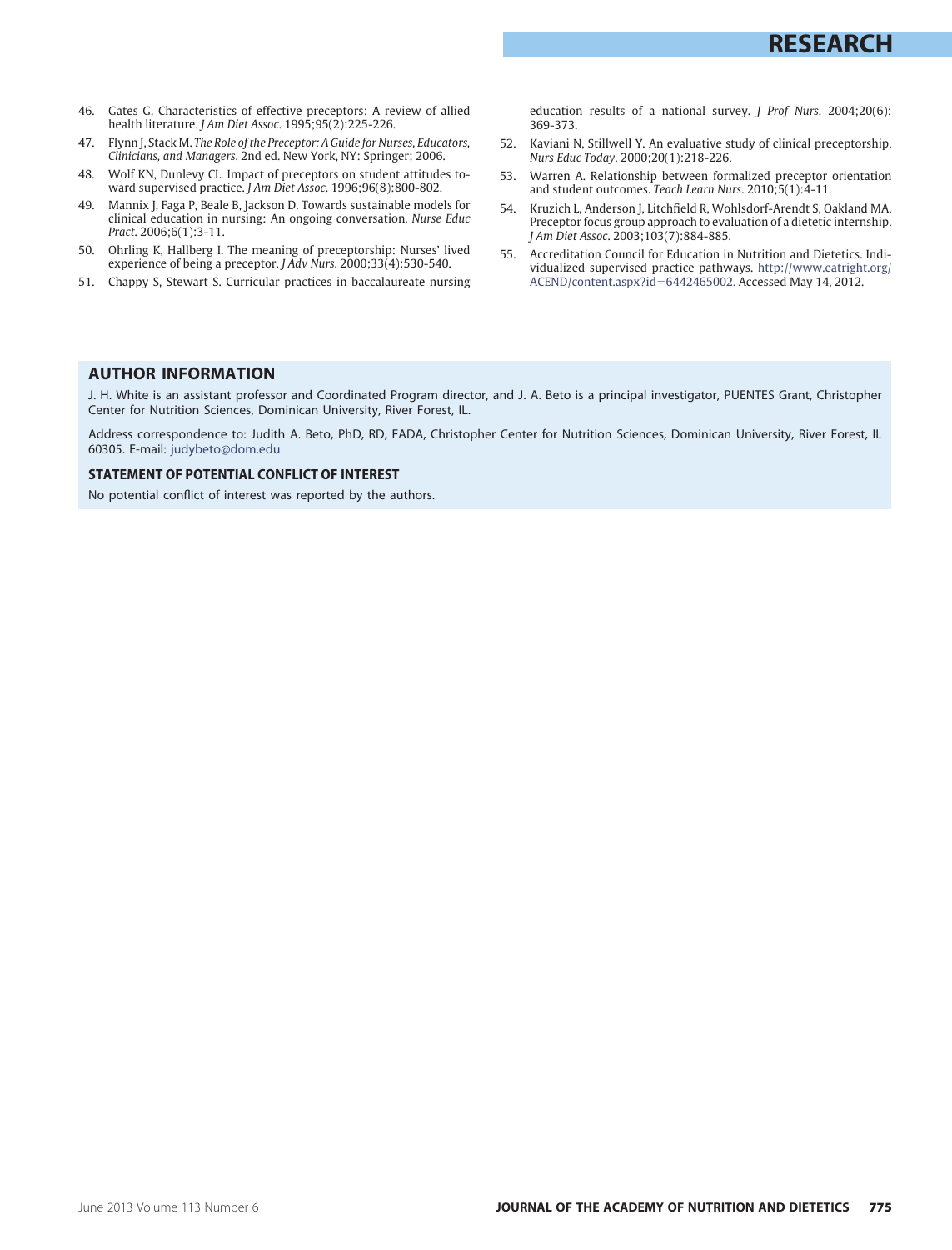46. Gates G. Characteristics of effective preceptors: A review of allied health literature. *J Am Diet Assoc*. 1995;95(2):225-226.
47. Flynn J, Stack M. *The Role of the Preceptor: A Guide for Nurses, Educators, Clinicians, and Managers*. 2nd ed. New York, NY: Springer; 2006.
48. Wolf KN, Dunlevy CL. Impact of preceptors on student attitudes toward supervised practice. *J Am Diet Assoc*. 1996;96(8):800-802.
49. Mannix J, Faga P, Beale B, Jackson D. Towards sustainable models for clinical education in nursing: An ongoing conversation. *Nurse Educ Pract*. 2006;6(1):3-11.
50. Ohrling K, Hallberg I. The meaning of preceptorship: Nurses' lived experience of being a preceptor. *J Adv Nurs*. 2000;33(4):530-540.
51. Chappy S, Stewart S. Curricular practices in baccalaureate nursing education results of a national survey. *J Prof Nurs*. 2004;20(6): 369-373.
52. Kaviani N, Stillwell Y. An evaluative study of clinical preceptorship. *Nurs Educ Today*. 2000;20(1):218-226.
53. Warren A. Relationship between formalized preceptor orientation and student outcomes. *Teach Learn Nurs*. 2010;5(1):4-11.
54. Kruzich L, Anderson J, Litchfield R, Wohlsdorf-Arendt S, Oakland MA. Preceptor focus group approach to evaluation of a dietetic internship. *J Am Diet Assoc*. 2003;103(7):884-885.
55. Accreditation Council for Education in Nutrition and Dietetics. Individualized supervised practice pathways. http://www.eatright.org/ACEND/content.aspx?id=6442465002. Accessed May 14, 2012.

## AUTHOR INFORMATION

J. H. White is an assistant professor and Coordinated Program director, and J. A. Beto is a principal investigator, PUENTES Grant, Christopher Center for Nutrition Sciences, Dominican University, River Forest, IL.

Address correspondence to: Judith A. Beto, PhD, RD, FADA, Christopher Center for Nutrition Sciences, Dominican University, River Forest, IL 60305. E-mail: judybeto@dom.edu

### STATEMENT OF POTENTIAL CONFLICT OF INTEREST

No potential conflict of interest was reported by the authors.